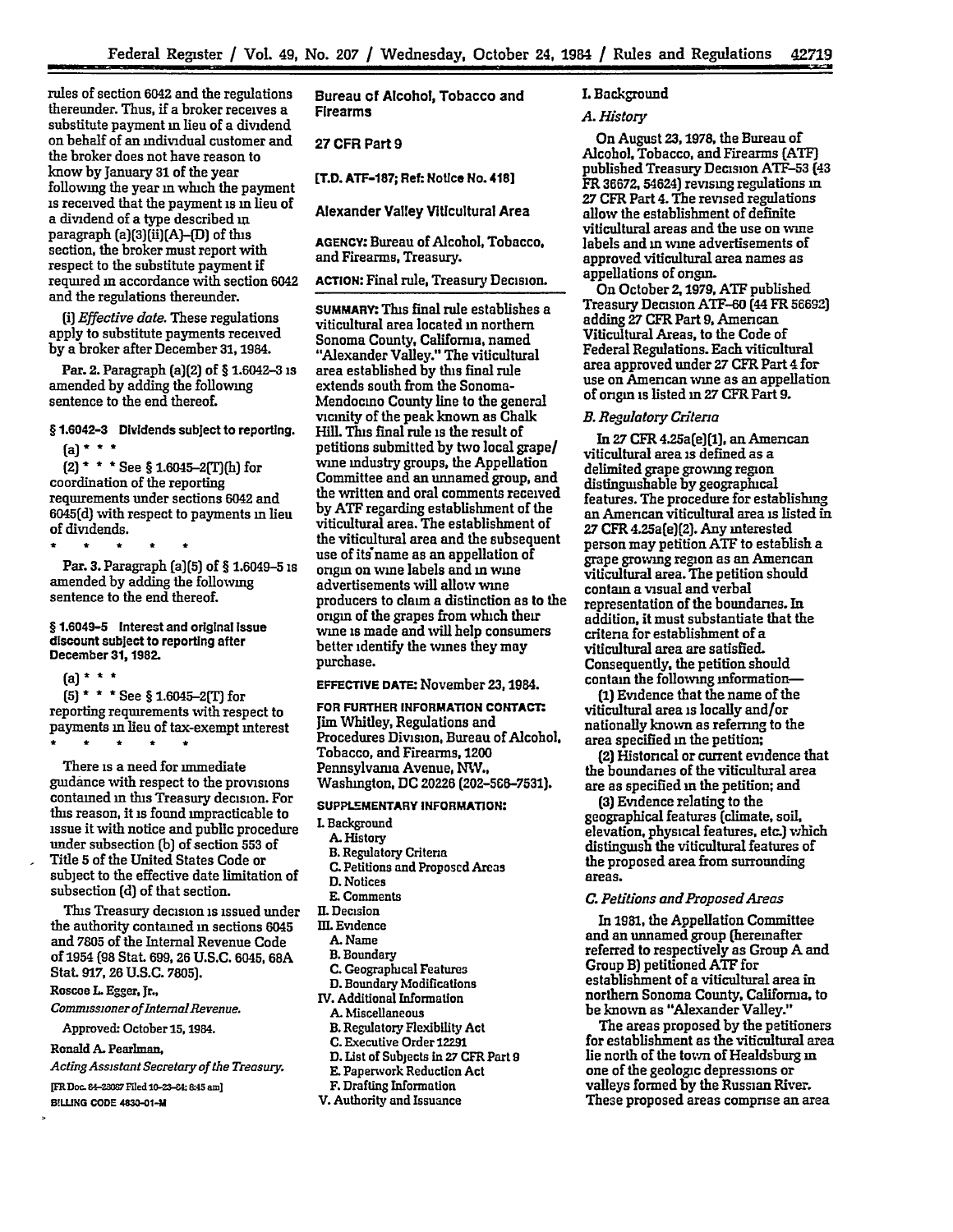rules of section 6042 and the regulations thereunder. Thus, if a broker receives a substitute payment in lieu of a dividend on behalf of an individual customer and the broker does not have reason to know by January 31 of the year following the year in which the payment is received that the payment is in lieu of a dividend of a type described in paragraph (a)(3)(ii)(A)-(D) of this section, the broker must report with respect to the substitute payment if required in accordance with section 6042 and the regulations thereunder.

(i) *Effective date.* These regulations apply to substitute payments received by a broker after December 31, 1984.

Par. 2. Paragraph (a)(2) of § 1.6042-3 is amended by adding the following sentence to the end thereof.

**§ 1.6042-3 Dividends subject to reporting.**

(a) * * *

(2) * * * See § 1.6045-2(T)(h) for coordination of the reporting requirements under sections 6042 and 6045(d) with respect to payments in lieu of dividends.

\* \* \* \* \*

Par. 3. Paragraph (a)(5) of § 1.6049-5 is amended by adding the following sentence to the end thereof.

**§ 1.6049-5 Interest and original issue discount subject to reporting after December 31, 1982.**

(a) * * *

(5) * * * See § 1.6045-2(T) for reporting requirements with respect to payments in lieu of tax-exempt interest

\* \* \* \* \*

There is a need for immediate guidance with respect to the provisions contained in this Treasury decision. For this reason, it is found impracticable to issue it with notice and public procedure under subsection (b) of section 553 of Title 5 of the United States Code or subject to the effective date limitation of subsection (d) of that section.

This Treasury decision is issued under the authority contained in sections 6045 and 7805 of the Internal Revenue Code of 1954 (98 Stat. 699, 26 U.S.C. 6045, 68A Stat. 917, 26 U.S.C. 7805).

Roscoe L. Egger, Jr.,

*Commissioner of Internal Revenue.*

Approved: October 15, 1984.

Ronald A. Pearlman,

*Acting Assistant Secretary of the Treasury.*

[FR Doc. 84-23067 Filed 10-23-84; 8:45 am]

BILLING CODE 4830-01-M

## Bureau of Alcohol, Tobacco and Firearms

## 27 CFR Part 9

**[T.D. ATF-187; Ref: Notice No. 418]**

## Alexander Valley Viticultural Area

**AGENCY:** Bureau of Alcohol, Tobacco, and Firearms, Treasury.

**ACTION:** Final rule, Treasury Decision.

**SUMMARY:** This final rule establishes a viticultural area located in northern Sonoma County, California, named "Alexander Valley." The viticultural area established by this final rule extends south from the Sonoma-Mendocino County line to the general vicinity of the peak known as Chalk Hill. This final rule is the result of petitions submitted by two local grape/wine industry groups, the Appellation Committee and an unnamed group, and the written and oral comments received by ATF regarding establishment of the viticultural area. The establishment of the viticultural area and the subsequent use of its name as an appellation of origin on wine labels and in wine advertisements will allow wine producers to claim a distinction as to the origin of the grapes from which their wine is made and will help consumers better identify the wines they may purchase.

**EFFECTIVE DATE:** November 23, 1984.

**FOR FURTHER INFORMATION CONTACT:** Jim Whitley, Regulations and Procedures Division, Bureau of Alcohol, Tobacco, and Firearms, 1200 Pennsylvania Avenue, NW., Washington, DC 20226 (202-566-7531).

**SUPPLEMENTARY INFORMATION:**

I. Background
  A. History
  B. Regulatory Criteria
  C. Petitions and Proposed Areas
  D. Notices
  E. Comments
II. Decision
III. Evidence
  A. Name
  B. Boundary
  C. Geographical Features
  D. Boundary Modifications
IV. Additional Information
  A. Miscellaneous
  B. Regulatory Flexibility Act
  C. Executive Order 12291
  D. List of Subjects in 27 CFR Part 9
  E. Paperwork Reduction Act
  F. Drafting Information
V. Authority and Issuance

### I. Background

#### *A. History*

On August 23, 1978, the Bureau of Alcohol, Tobacco, and Firearms (ATF) published Treasury Decision ATF-53 (43 FR 36672, 54624) revising regulations in 27 CFR Part 4. The revised regulations allow the establishment of definite viticultural areas and the use on wine labels and in wine advertisements of approved viticultural area names as appellations of origin.

On October 2, 1979, ATF published Treasury Decision ATF-60 (44 FR 56692) adding 27 CFR Part 9, American Viticultural Areas, to the Code of Federal Regulations. Each viticultural area approved under 27 CFR Part 4 for use on American wine as an appellation of origin is listed in 27 CFR Part 9.

#### *B. Regulatory Criteria*

In 27 CFR 4.25a(e)(1), an American viticultural area is defined as a delimited grape growing region distinguishable by geographical features. The procedure for establishing an American viticultural area is listed in 27 CFR 4.25a(e)(2). Any interested person may petition ATF to establish a grape growing region as an American viticultural area. The petition should contain a visual and verbal representation of the boundaries. In addition, it must substantiate that the criteria for establishment of a viticultural area are satisfied. Consequently, the petition should contain the following information—

(1) Evidence that the name of the viticultural area is locally and/or nationally known as referring to the area specified in the petition;

(2) Historical or current evidence that the boundaries of the viticultural area are as specified in the petition; and

(3) Evidence relating to the geographical features (climate, soil, elevation, physical features, etc.) which distinguish the viticultural features of the proposed area from surrounding areas.

#### *C. Petitions and Proposed Areas*

In 1981, the Appellation Committee and an unnamed group (hereinafter referred to respectively as Group A and Group B) petitioned ATF for establishment of a viticultural area in northern Sonoma County, California, to be known as "Alexander Valley."

The areas proposed by the petitioners for establishment as the viticultural area lie north of the town of Healdsburg in one of the geologic depressions or valleys formed by the Russian River. These proposed areas comprise an area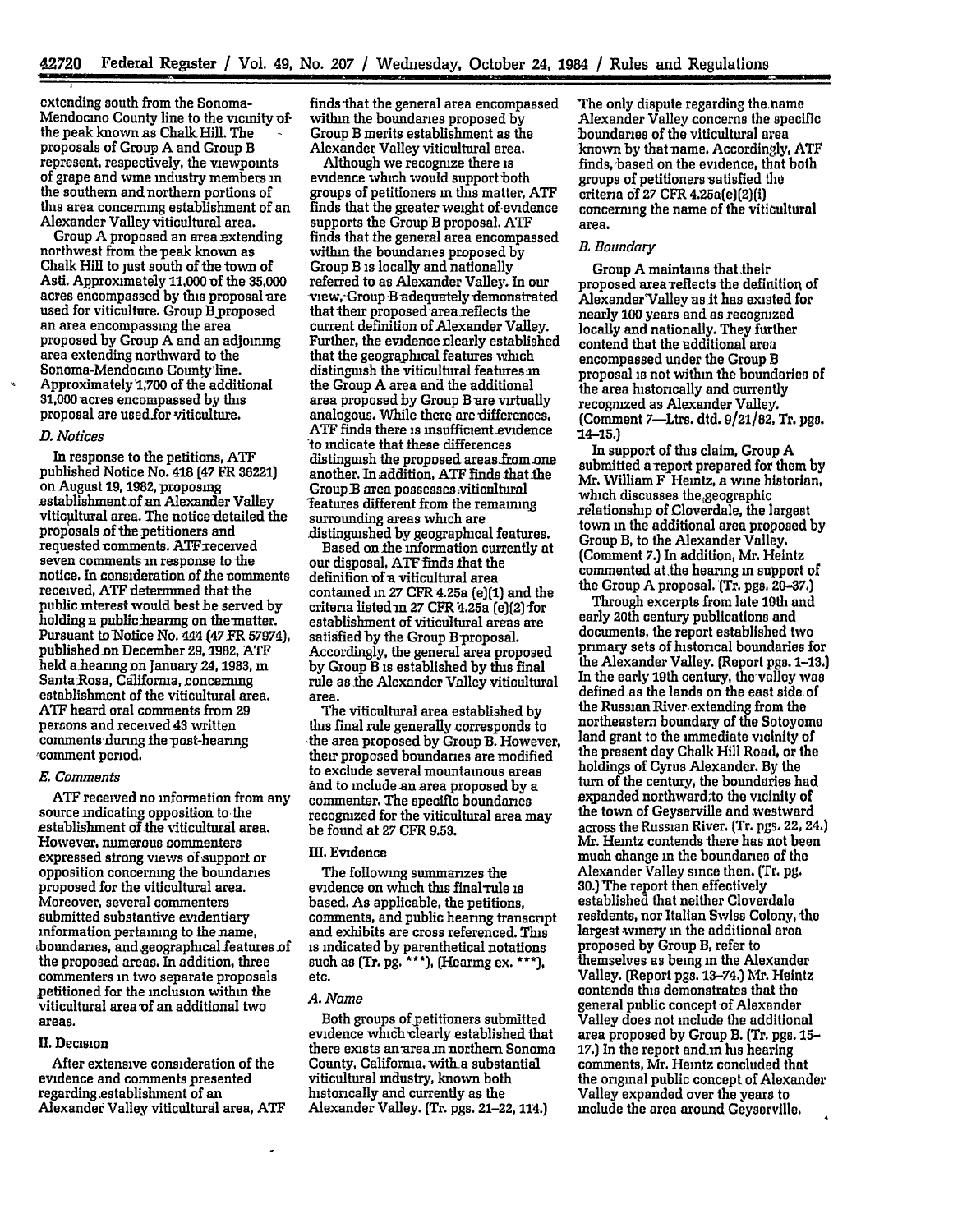extending south from the Sonoma-Mendocino County line to the vicinity of the peak known as Chalk Hill. The proposals of Group A and Group B represent, respectively, the viewpoints of grape and wine industry members in the southern and northern portions of this area concerning establishment of an Alexander Valley viticultural area.

Group A proposed an area extending northwest from the peak known as Chalk Hill to just south of the town of Asti. Approximately 11,000 of the 35,000 acres encompassed by this proposal are used for viticulture. Group B proposed an area encompassing the area proposed by Group A and an adjoining area extending northward to the Sonoma-Mendocino County line. Approximately 1,700 of the additional 31,000 acres encompassed by this proposal are used for viticulture.

### *D. Notices*

In response to the petitions, ATF published Notice No. 418 (47 FR 36221) on August 19, 1982, proposing establishment of an Alexander Valley viticultural area. The notice detailed the proposals of the petitioners and requested comments. ATF received seven comments in response to the notice. In consideration of the comments received, ATF determined that the public interest would best be served by holding a public hearing on the matter. Pursuant to Notice No. 444 (47 FR 57974), published on December 29, 1982, ATF held a hearing on January 24, 1983, in Santa Rosa, California, concerning establishment of the viticultural area. ATF heard oral comments from 29 persons and received 43 written comments during the post-hearing comment period.

### *E. Comments*

ATF received no information from any source indicating opposition to the establishment of the viticultural area. However, numerous commenters expressed strong views of support or opposition concerning the boundaries proposed for the viticultural area. Moreover, several commenters submitted substantive evidentiary information pertaining to the name, boundaries, and geographical features of the proposed areas. In addition, three commenters in two separate proposals petitioned for the inclusion within the viticultural area of an additional two areas.

## II. Decision

After extensive consideration of the evidence and comments presented regarding establishment of an Alexander Valley viticultural area, ATF finds that the general area encompassed within the boundaries proposed by Group B merits establishment as the Alexander Valley viticultural area.

Although we recognize there is evidence which would support both groups of petitioners in this matter, ATF finds that the greater weight of evidence supports the Group B proposal. ATF finds that the general area encompassed within the boundaries proposed by Group B is locally and nationally referred to as Alexander Valley. In our view, Group B adequately demonstrated that their proposed area reflects the current definition of Alexander Valley. Further, the evidence clearly established that the geographical features which distinguish the viticultural features in the Group A area and the additional area proposed by Group B are virtually analogous. While there are differences, ATF finds there is insufficient evidence to indicate that these differences distinguish the proposed areas from one another. In addition, ATF finds that the Group B area possesses viticultural features different from the remaining surrounding areas which are distinguished by geographical features.

Based on the information currently at our disposal, ATF finds that the definition of a viticultural area contained in 27 CFR 4.25a (e)(1) and the criteria listed in 27 CFR 4.25a (e)(2) for establishment of viticultural areas are satisfied by the Group B proposal. Accordingly, the general area proposed by Group B is established by this final rule as the Alexander Valley viticultural area.

The viticultural area established by this final rule generally corresponds to the area proposed by Group B. However, their proposed boundaries are modified to exclude several mountainous areas and to include an area proposed by a commenter. The specific boundaries recognized for the viticultural area may be found at 27 CFR 9.53.

## III. Evidence

The following summarizes the evidence on which this final rule is based. As applicable, the petitions, comments, and public hearing transcript and exhibits are cross referenced. This is indicated by parenthetical notations such as (Tr. pg. ***), (Hearing ex. ***), etc.

### *A. Name*

Both groups of petitioners submitted evidence which clearly established that there exists an area in northern Sonoma County, California, with a substantial viticultural industry, known both historically and currently as the Alexander Valley. (Tr. pgs. 21–22, 114.) The only dispute regarding the name Alexander Valley concerns the specific boundaries of the viticultural area known by that name. Accordingly, ATF finds, based on the evidence, that both groups of petitioners satisfied the criteria of 27 CFR 4.25a(e)(2)(i) concerning the name of the viticultural area.

### *B. Boundary*

Group A maintains that their proposed area reflects the definition of Alexander Valley as it has existed for nearly 100 years and as recognized locally and nationally. They further contend that the additional area encompassed under the Group B proposal is not within the boundaries of the area historically and currently recognized as Alexander Valley. (Comment 7—Ltrs. dtd. 9/21/82, Tr. pgs. 14–15.)

In support of this claim, Group A submitted a report prepared for them by Mr. William F Heintz, a wine historian, which discusses the geographic relationship of Cloverdale, the largest town in the additional area proposed by Group B, to the Alexander Valley. (Comment 7.) In addition, Mr. Heintz commented at the hearing in support of the Group A proposal. (Tr. pgs. 20–37.)

Through excerpts from late 19th and early 20th century publications and documents, the report established two primary sets of historical boundaries for the Alexander Valley. (Report pgs. 1–13.) In the early 19th century, the valley was defined as the lands on the east side of the Russian River extending from the northeastern boundary of the Sotoyome land grant to the immediate vicinity of the present day Chalk Hill Road, or the holdings of Cyrus Alexander. By the turn of the century, the boundaries had expanded northward to the vicinity of the town of Geyserville and westward across the Russian River. (Tr. pgs. 22, 24.) Mr. Heintz contends there has not been much change in the boundaries of the Alexander Valley since then. (Tr. pg. 30.) The report then effectively established that neither Cloverdale residents, nor Italian Swiss Colony, the largest winery in the additional area proposed by Group B, refer to themselves as being in the Alexander Valley. (Report pgs. 13–74.) Mr. Heintz contends this demonstrates that the general public concept of Alexander Valley does not include the additional area proposed by Group B. (Tr. pgs. 15–17.) In the report and in his hearing comments, Mr. Heintz concluded that the original public concept of Alexander Valley expanded over the years to include the area around Geyserville.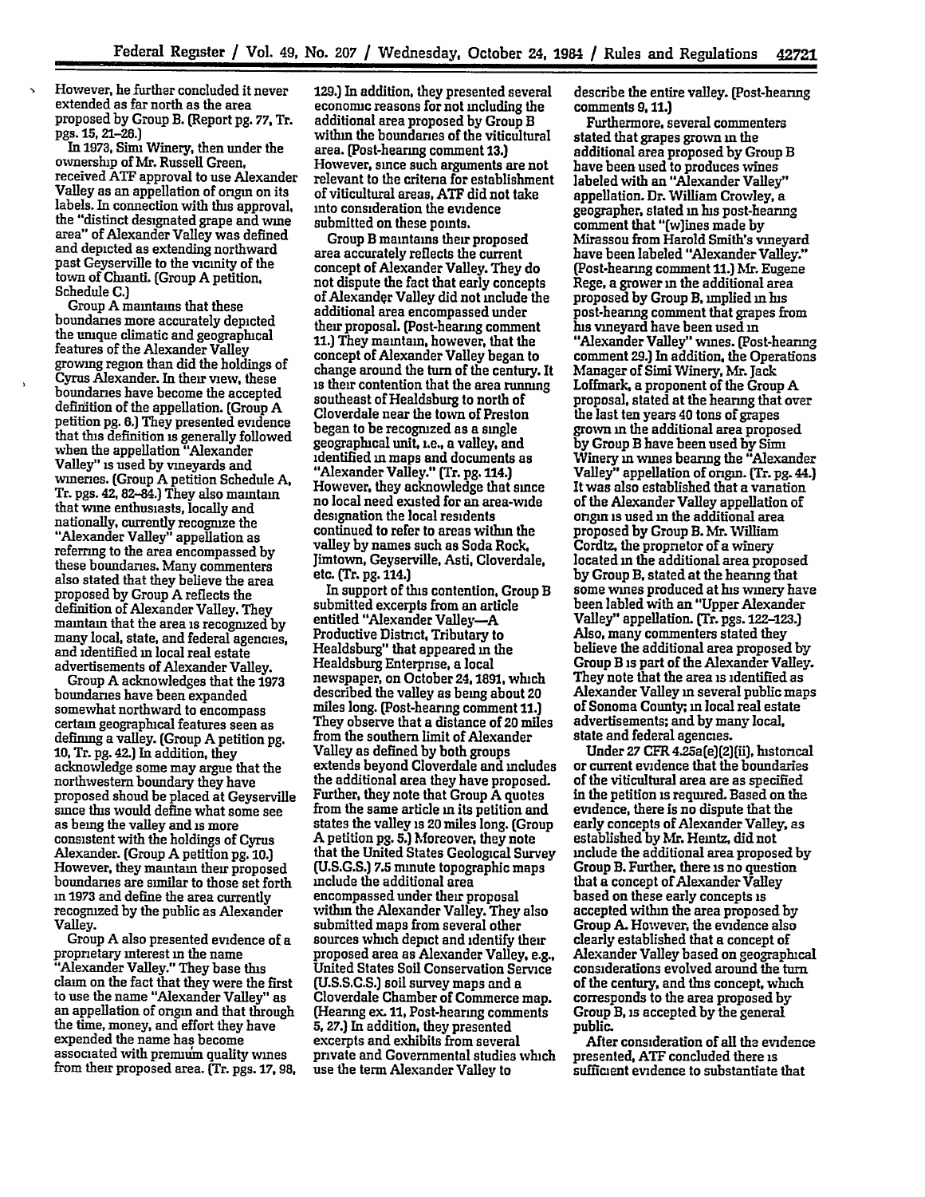However, he further concluded it never extended as far north as the area proposed by Group B. (Report pg. 77, Tr. pgs. 15, 21–26.)

In 1973, Simi Winery, then under the ownership of Mr. Russell Green, received ATF approval to use Alexander Valley as an appellation of origin on its labels. In connection with this approval, the "distinct designated grape and wine area" of Alexander Valley was defined and depicted as extending northward past Geyserville to the vicinity of the town of Chianti. (Group A petition, Schedule C.)

Group A maintains that these boundaries more accurately depicted the unique climatic and geographical features of the Alexander Valley growing region than did the holdings of Cyrus Alexander. In their view, these boundaries have become the accepted definition of the appellation. (Group A petition pg. 6.) They presented evidence that this definition is generally followed when the appellation "Alexander Valley" is used by vineyards and wineries. (Group A petition Schedule A, Tr. pgs. 42, 82–84.) They also maintain that wine enthusiasts, locally and nationally, currently recognize the "Alexander Valley" appellation as referring to the area encompassed by these boundaries. Many commenters also stated that they believe the area proposed by Group A reflects the definition of Alexander Valley. They maintain that the area is recognized by many local, state, and federal agencies, and identified in local real estate advertisements of Alexander Valley.

Group A acknowledges that the 1973 boundaries have been expanded somewhat northward to encompass certain geographical features seen as defining a valley. (Group A petition pg. 10, Tr. pg. 42.) In addition, they acknowledge some may argue that the northwestern boundary they have proposed shoud be placed at Geyserville since this would define what some see as being the valley and is more consistent with the holdings of Cyrus Alexander. (Group A petition pg. 10.) However, they maintain their proposed boundaries are similar to those set forth in 1973 and define the area currently recognized by the public as Alexander Valley.

Group A also presented evidence of a proprietary interest in the name "Alexander Valley." They base this claim on the fact that they were the first to use the name "Alexander Valley" as an appellation of origin and that through the time, money, and effort they have expended the name has become associated with premium quality wines from their proposed area. (Tr. pgs. 17, 98, 129.) In addition, they presented several economic reasons for not including the additional area proposed by Group B within the boundaries of the viticultural area. (Post-hearing comment 13.) However, since such arguments are not relevant to the criteria for establishment of viticultural areas, ATF did not take into consideration the evidence submitted on these points.

Group B maintains their proposed area accurately reflects the current concept of Alexander Valley. They do not dispute the fact that early concepts of Alexander Valley did not include the additional area encompassed under their proposal. (Post-hearing comment 11.) They maintain, however, that the concept of Alexander Valley began to change around the turn of the century. It is their contention that the area running southeast of Healdsburg to north of Cloverdale near the town of Preston began to be recognized as a single geographical unit, i.e., a valley, and identified in maps and documents as "Alexander Valley." (Tr. pg. 114.) However, they acknowledge that since no local need existed for an area-wide designation the local residents continued to refer to areas within the valley by names such as Soda Rock, Jimtown, Geyserville, Asti, Cloverdale, etc. (Tr. pg. 114.)

In support of this contention, Group B submitted excerpts from an article entitled "Alexander Valley—A Productive District, Tributary to Healdsburg" that appeared in the Healdsburg Enterprise, a local newspaper, on October 24, 1891, which described the valley as being about 20 miles long. (Post-hearing comment 11.) They observe that a distance of 20 miles from the southern limit of Alexander Valley as defined by both groups extends beyond Cloverdale and includes the additional area they have proposed. Further, they note that Group A quotes from the same article in its petition and states the valley is 20 miles long. (Group A petition pg. 5.) Moreover, they note that the United States Geological Survey (U.S.G.S.) 7.5 minute topographic maps include the additional area encompassed under their proposal within the Alexander Valley. They also submitted maps from several other sources which depict and identify their proposed area as Alexander Valley, e.g., United States Soil Conservation Service (U.S.S.C.S.) soil survey maps and a Cloverdale Chamber of Commerce map. (Hearing ex. 11, Post-hearing comments 5, 27.) In addition, they presented excerpts and exhibits from several private and Governmental studies which use the term Alexander Valley to describe the entire valley. (Post-hearing comments 9, 11.)

Furthermore, several commenters stated that grapes grown in the additional area proposed by Group B have been used to produces wines labeled with an "Alexander Valley" appellation. Dr. William Crowley, a geographer, stated in his post-hearing comment that "[w]ines made by Mirassou from Harold Smith's vineyard have been labeled "Alexander Valley." (Post-hearing comment 11.) Mr. Eugene Rege, a grower in the additional area proposed by Group B, implied in his post-hearing comment that grapes from his vineyard have been used in "Alexander Valley" wines. (Post-hearing comment 29.) In addition, the Operations Manager of Simi Winery, Mr. Jack Loffmark, a proponent of the Group A proposal, stated at the hearing that over the last ten years 40 tons of grapes grown in the additional area proposed by Group B have been used by Simi Winery in wines bearing the "Alexander Valley" appellation of origin. (Tr. pg. 44.) It was also established that a variation of the Alexander Valley appellation of origin is used in the additional area proposed by Group B. Mr. William Cordtz, the proprietor of a winery located in the additional area proposed by Group B, stated at the hearing that some wines produced at his winery have been labled with an "Upper Alexander Valley" appellation. (Tr. pgs. 122–123.) Also, many commenters stated they believe the additional area proposed by Group B is part of the Alexander Valley. They note that the area is identified as Alexander Valley in several public maps of Sonoma County; in local real estate advertisements; and by many local, state and federal agencies.

Under 27 CFR 4.25a(e)(2)(ii), historical or current evidence that the boundaries of the viticultural area are as specified in the petition is required. Based on the evidence, there is no dispute that the early concepts of Alexander Valley, as established by Mr. Heintz, did not include the additional area proposed by Group B. Further, there is no question that a concept of Alexander Valley based on these early concepts is accepted within the area proposed by Group A. However, the evidence also clearly established that a concept of Alexander Valley based on geographical considerations evolved around the turn of the century, and this concept, which corresponds to the area proposed by Group B, is accepted by the general public.

After consideration of all the evidence presented, ATF concluded there is sufficient evidence to substantiate that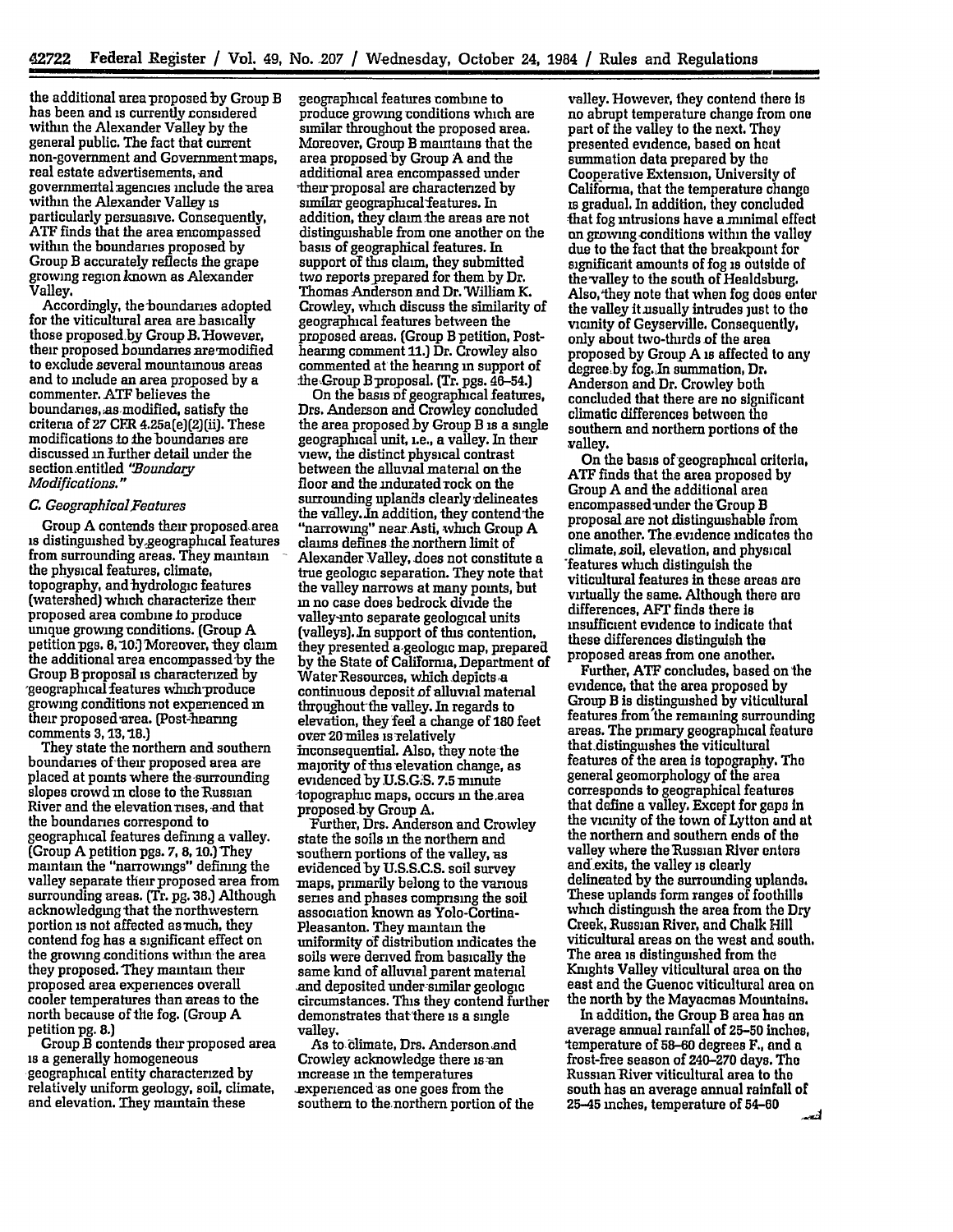the additional area proposed by Group B has been and is currently considered within the Alexander Valley by the general public. The fact that current non-government and Government maps, real estate advertisements, and governmental agencies include the area within the Alexander Valley is particularly persuasive. Consequently, ATF finds that the area encompassed within the boundaries proposed by Group B accurately reflects the grape growing region known as Alexander Valley.

Accordingly, the boundaries adopted for the viticultural area are basically those proposed by Group B. However, their proposed boundaries are modified to exclude several mountainous areas and to include an area proposed by a commenter. ATF believes the boundaries, as modified, satisfy the criteria of 27 CFR 4.25a(e)(2)(ii). These modifications to the boundaries are discussed in further detail under the section entitled *"Boundary Modifications."*

*C. Geographical Features*

Group A contends their proposed area is distinguished by geographical features from surrounding areas. They maintain the physical features, climate, topography, and hydrologic features (watershed) which characterize their proposed area combine to produce unique growing conditions. (Group A petition pgs. 6, 10.) Moreover, they claim the additional area encompassed by the Group B proposal is characterized by geographical features which produce growing conditions not experienced in their proposed area. (Post-hearing comments 3, 13, 18.)

They state the northern and southern boundaries of their proposed area are placed at points where the surrounding slopes crowd in close to the Russian River and the elevation rises, and that the boundaries correspond to geographical features defining a valley. (Group A petition pgs. 7, 8, 10.) They maintain the "narrowings" defining the valley separate their proposed area from surrounding areas. (Tr. pg. 38.) Although acknowledging that the northwestern portion is not affected as much, they contend fog has a significant effect on the growing conditions within the area they proposed. They maintain their proposed area experiences overall cooler temperatures than areas to the north because of the fog. (Group A petition pg. 8.)

Group B contends their proposed area is a generally homogeneous geographical entity characterized by relatively uniform geology, soil, climate, and elevation. They maintain these geographical features combine to produce growing conditions which are similar throughout the proposed area. Moreover, Group B maintains that the area proposed by Group A and the additional area encompassed under their proposal are characterized by similar geographical features. In addition, they claim the areas are not distinguishable from one another on the basis of geographical features. In support of this claim, they submitted two reports prepared for them by Dr. Thomas Anderson and Dr. William K. Crowley, which discuss the similarity of geographical features between the proposed areas. (Group B petition, Post-hearing comment 11.) Dr. Crowley also commented at the hearing in support of the Group B proposal. (Tr. pgs. 46–54.)

On the basis of geographical features, Drs. Anderson and Crowley concluded the area proposed by Group B is a single geographical unit, i.e., a valley. In their view, the distinct physical contrast between the alluvial material on the floor and the indurated rock on the surrounding uplands clearly delineates the valley. In addition, they contend the "narrowing" near Asti, which Group A claims defines the northern limit of Alexander Valley, does not constitute a true geologic separation. They note that the valley narrows at many points, but in no case does bedrock divide the valley into separate geological units (valleys). In support of this contention, they presented a geologic map, prepared by the State of California, Department of Water Resources, which depicts a continuous deposit of alluvial material throughout the valley. In regards to elevation, they feel a change of 180 feet over 20 miles is relatively inconsequential. Also, they note the majority of this elevation change, as evidenced by U.S.G.S. 7.5 minute topographic maps, occurs in the area proposed by Group A.

Further, Drs. Anderson and Crowley state the soils in the northern and southern portions of the valley, as evidenced by U.S.S.C.S. soil survey maps, primarily belong to the various series and phases comprising the soil association known as Yolo-Cortina-Pleasanton. They maintain the uniformity of distribution indicates the soils were derived from basically the same kind of alluvial parent material and deposited under similar geologic circumstances. This they contend further demonstrates that there is a single valley.

As to climate, Drs. Anderson and Crowley acknowledge there is an increase in the temperatures experienced as one goes from the southern to the northern portion of the valley. However, they contend there is no abrupt temperature change from one part of the valley to the next. They presented evidence, based on heat summation data prepared by the Cooperative Extension, University of California, that the temperature change is gradual. In addition, they concluded that fog intrusions have a minimal effect on growing conditions within the valley due to the fact that the breakpoint for significant amounts of fog is outside of the valley to the south of Healdsburg. Also, they note that when fog does enter the valley it usually intrudes just to the vicinity of Geyserville. Consequently, only about two-thirds of the area proposed by Group A is affected to any degree by fog. In summation, Dr. Anderson and Dr. Crowley both concluded that there are no significant climatic differences between the southern and northern portions of the valley.

On the basis of geographical criteria, ATF finds that the area proposed by Group A and the additional area encompassed under the Group B proposal are not distinguishable from one another. The evidence indicates the climate, soil, elevation, and physical features which distinguish the viticultural features in these areas are virtually the same. Although there are differences, AFT finds there is insufficient evidence to indicate that these differences distinguish the proposed areas from one another.

Further, ATF concludes, based on the evidence, that the area proposed by Group B is distinguished by viticultural features from the remaining surrounding areas. The primary geographical feature that distinguishes the viticultural features of the area is topography. The general geomorphology of the area corresponds to geographical features that define a valley. Except for gaps in the vicinity of the town of Lytton and at the northern and southern ends of the valley where the Russian River enters and exits, the valley is clearly delineated by the surrounding uplands. These uplands form ranges of foothills which distinguish the area from the Dry Creek, Russian River, and Chalk Hill viticultural areas on the west and south. The area is distinguished from the Knights Valley viticultural area on the east and the Guenoc viticultural area on the north by the Mayacmas Mountains.

In addition, the Group B area has an average annual rainfall of 25–50 inches, temperature of 58–60 degrees F., and a frost-free season of 240–270 days. The Russian River viticultural area to the south has an average annual rainfall of 25–45 inches, temperature of 54–60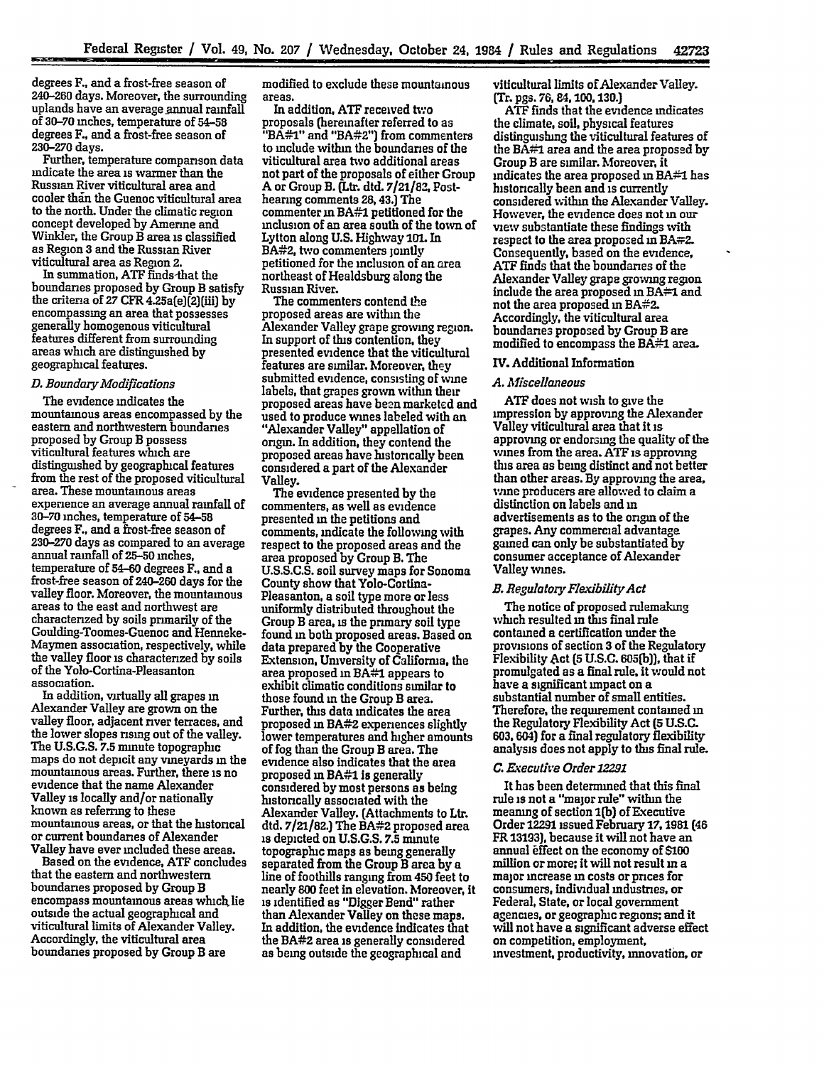degrees F., and a frost-free season of 240–260 days. Moreover, the surrounding uplands have an average annual rainfall of 30–70 inches, temperature of 54–58 degrees F., and a frost-free season of 230–270 days.

Further, temperature comparison data indicate the area is warmer than the Russian River viticultural area and cooler than the Guenoc viticultural area to the north. Under the climatic region concept developed by Amerine and Winkler, the Group B area is classified as Region 3 and the Russian River viticultural area as Region 2.

In summation, ATF finds that the boundaries proposed by Group B satisfy the criteria of 27 CFR 4.25a(e)(2)(iii) by encompassing an area that possesses generally homogenous viticultural features different from surrounding areas which are distinguished by geographical features.

*D. Boundary Modifications*

The evidence indicates the mountainous areas encompassed by the eastern and northwestern boundaries proposed by Group B possess viticultural features which are distinguished by geographical features from the rest of the proposed viticultural area. These mountainous areas experience an average annual rainfall of 30–70 inches, temperature of 54–58 degrees F., and a frost-free season of 230–270 days as compared to an average annual rainfall of 25–50 inches, temperature of 54–60 degrees F., and a frost-free season of 240–260 days for the valley floor. Moreover, the mountainous areas to the east and northwest are characterized by soils primarily of the Goulding-Toomes-Guenoc and Henneke-Maymen association, respectively, while the valley floor is characterized by soils of the Yolo-Cortina-Pleasanton association.

In addition, virtually all grapes in Alexander Valley are grown on the valley floor, adjacent river terraces, and the lower slopes rising out of the valley. The U.S.G.S. 7.5 minute topographic maps do not depict any vineyards in the mountainous areas. Further, there is no evidence that the name Alexander Valley is locally and/or nationally known as referring to these mountainous areas, or that the historical or current boundaries of Alexander Valley have ever included these areas.

Based on the evidence, ATF concludes that the eastern and northwestern boundaries proposed by Group B encompass mountainous areas which lie outside the actual geographical and viticultural limits of Alexander Valley. Accordingly, the viticultural area boundaries proposed by Group B are modified to exclude these mountainous areas.

In addition, ATF received two proposals (hereinafter referred to as "BA#1" and "BA#2") from commenters to include within the boundaries of the viticultural area two additional areas not part of the proposals of either Group A or Group B. (Ltr. dtd. 7/21/82, Post-hearing comments 28, 43.) The commenter in BA#1 petitioned for the inclusion of an area south of the town of Lytton along U.S. Highway 101. In BA#2, two commenters jointly petitioned for the inclusion of an area northeast of Healdsburg along the Russian River.

The commenters contend the proposed areas are within the Alexander Valley grape growing region. In support of this contention, they presented evidence that the viticultural features are similar. Moreover, they submitted evidence, consisting of wine labels, that grapes grown within their proposed areas have been marketed and used to produce wines labeled with an "Alexander Valley" appellation of origin. In addition, they contend the proposed areas have historically been considered a part of the Alexander Valley.

The evidence presented by the commenters, as well as evidence presented in the petitions and comments, indicate the following with respect to the proposed areas and the area proposed by Group B. The U.S.S.C.S. soil survey maps for Sonoma County show that Yolo-Cortina-Pleasanton, a soil type more or less uniformly distributed throughout the Group B area, is the primary soil type found in both proposed areas. Based on data prepared by the Cooperative Extension, University of California, the area proposed in BA#1 appears to exhibit climatic conditions similar to those found in the Group B area. Further, this data indicates the area proposed in BA#2 experiences slightly lower temperatures and higher amounts of fog than the Group B area. The evidence also indicates that the area proposed in BA#1 is generally considered by most persons as being historically associated with the Alexander Valley. (Attachments to Ltr. dtd. 7/21/82.) The BA#2 proposed area is depicted on U.S.G.S. 7.5 minute topographic maps as being generally separated from the Group B area by a line of foothills ranging from 450 feet to nearly 800 feet in elevation. Moreover, it is identified as "Digger Bend" rather than Alexander Valley on these maps. In addition, the evidence indicates that the BA#2 area is generally considered as being outside the geographical and viticultural limits of Alexander Valley. (Tr. pgs. 76, 84, 100, 130.)

ATF finds that the evidence indicates the climate, soil, physical features distinguishing the viticultural features of the BA#1 area and the area proposed by Group B are similar. Moreover, it indicates the area proposed in BA#1 has historically been and is currently considered within the Alexander Valley. However, the evidence does not in our view substantiate these findings with respect to the area proposed in BA#2. Consequently, based on the evidence, ATF finds that the boundaries of the Alexander Valley grape growing region include the area proposed in BA#1 and not the area proposed in BA#2. Accordingly, the viticultural area boundaries proposed by Group B are modified to encompass the BA#1 area.

## IV. Additional Information

*A. Miscellaneous*

ATF does not wish to give the impression by approving the Alexander Valley viticultural area that it is approving or endorsing the quality of the wines from the area. ATF is approving this area as being distinct and not better than other areas. By approving the area, wine producers are allowed to claim a distinction on labels and in advertisements as to the origin of the grapes. Any commercial advantage gained can only be substantiated by consumer acceptance of Alexander Valley wines.

*B. Regulatory Flexibility Act*

The notice of proposed rulemaking which resulted in this final rule contained a certification under the provisions of section 3 of the Regulatory Flexibility Act (5 U.S.C. 605(b)), that if promulgated as a final rule, it would not have a significant impact on a substantial number of small entities. Therefore, the requirement contained in the Regulatory Flexibility Act (5 U.S.C. 603, 604) for a final regulatory flexibility analysis does not apply to this final rule.

*C. Executive Order 12291*

It has been determined that this final rule is not a "major rule" within the meaning of section 1(b) of Executive Order 12291 issued February 17, 1981 (46 FR 13193), because it will not have an annual effect on the economy of $100 million or more; it will not result in a major increase in costs or prices for consumers, individual industries, or Federal, State, or local government agencies, or geographic regions; and it will not have a significant adverse effect on competition, employment, investment, productivity, innovation, or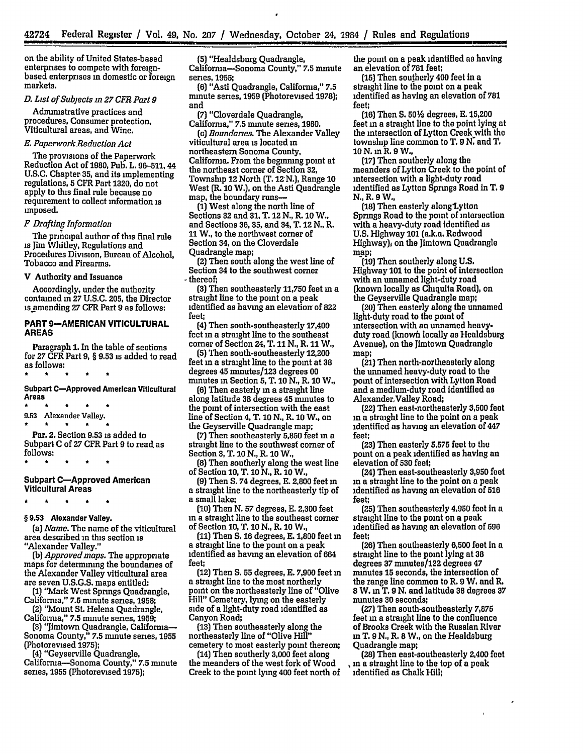on the ability of United States-based enterprises to compete with foreign-based enterprises in domestic or foreign markets.

*D. List of Subjects in 27 CFR Part 9*

Administrative practices and procedures, Consumer protection, Viticultural areas, and Wine.

*E. Paperwork Reduction Act*

The provisions of the Paperwork Reduction Act of 1980, Pub. L. 96-511, 44 U.S.C. Chapter 35, and its implementing regulations, 5 CFR Part 1320, do not apply to this final rule because no requirement to collect information is imposed.

*F Drafting Information*

The principal author of this final rule is Jim Whitley, Regulations and Procedures Division, Bureau of Alcohol, Tobacco and Firearms.

V Authority and Issuance

Accordingly, under the authority contained in 27 U.S.C. 205, the Director is amending 27 CFR Part 9 as follows:

**PART 9—AMERICAN VITICULTURAL AREAS**

Paragraph 1. In the table of sections for 27 CFR Part 9, § 9.53 is added to read as follows:

\* \* \* \* \*

**Subpart C—Approved American Viticultural Areas**

\* \* \* \* \*

9.53 Alexander Valley.

\* \* \* \* \*

Par. 2. Section 9.53 is added to Subpart C of 27 CFR Part 9 to read as follows:

\* \* \* \* \*

**Subpart C—Approved American Viticultural Areas**

\* \* \* \* \*

**§ 9.53 Alexander Valley.**

(a) *Name.* The name of the viticultural area described in this section is "Alexander Valley."

(b) *Approved maps.* The appropriate maps for determining the boundaries of the Alexander Valley viticultural area are seven U.S.G.S. maps entitled:

(1) "Mark West Springs Quadrangle, California," 7.5 minute series, 1958;

(2) "Mount St. Helena Quadrangle, California," 7.5 minute series, 1959;

(3) "Jimtown Quadrangle, California—Sonoma County," 7.5 minute series, 1955 (Photorevised 1975);

(4) "Geyserville Quadrangle, California—Sonoma County," 7.5 minute series, 1955 (Photorevised 1975);

(5) "Healdsburg Quadrangle, California—Sonoma County," 7.5 minute series, 1955;

(6) "Asti Quadrangle, California," 7.5 minute series, 1959 (Photorevised 1978); and

(7) "Cloverdale Quadrangle, California," 7.5 minute series, 1960.

(c) *Boundaries.* The Alexander Valley viticultural area is located in northeastern Sonoma County, California. From the beginning point at the northeast corner of Section 32, Township 12 North (T. 12 N.), Range 10 West (R. 10 W.), on the Asti Quadrangle map, the boundary runs—

(1) West along the north line of Sections 32 and 31, T. 12 N., R. 10 W., and Sections 36, 35, and 34, T. 12 N., R. 11 W., to the northwest corner of Section 34, on the Cloverdale Quadrangle map;

(2) Then south along the west line of Section 34 to the southwest corner thereof;

(3) Then southeasterly 11,750 feet in a straight line to the point on a peak identified as having an elevation of 822 feet;

(4) Then south-southeasterly 17,400 feet in a straight line to the southeast corner of Section 24, T. 11 N., R. 11 W.,

(5) Then south-southeasterly 12,200 feet in a straight line to the point at 38 degrees 45 minutes/123 degrees 00 minutes in Section 5, T. 10 N., R. 10 W.,

(6) Then easterly in a straight line along latitude 38 degrees 45 minutes to the point of intersection with the east line of Section 4, T. 10 N., R. 10 W., on the Geyserville Quadrangle map;

(7) Then southeasterly 5,850 feet in a straight line to the southwest corner of Section 3, T. 10 N., R. 10 W.,

(8) Then southerly along the west line of Section 10, T. 10 N., R. 10 W.,

(9) Then S. 74 degrees, E. 2,800 feet in a straight line to the northeasterly tip of a small lake;

(10) Then N. 57 degrees, E. 2,300 feet in a straight line to the southeast corner of Section 10, T. 10 N., R. 10 W.,

(11) Then S. 16 degrees, E. 1,800 feet in a straight line to the point on a peak identified as having an elevation of 664 feet;

(12) Then S. 55 degrees, E. 7,900 feet in a straight line to the most northerly point on the northeasterly line of "Olive Hill" Cemetery, lying on the easterly side of a light-duty road identified as Canyon Road;

(13) Then southeasterly along the northeasterly line of "Olive Hill" cemetery to most easterly point thereon;

(14) Then southerly 3,000 feet along the meanders of the west fork of Wood Creek to the point lying 400 feet north of the point on a peak identified as having an elevation of 781 feet;

(15) Then southerly 400 feet in a straight line to the point on a peak identified as having an elevation of 781 feet;

(16) Then S. 50½ degrees, E. 15,200 feet in a straight line to the point lying at the intersection of Lytton Creek with the township line common to T. 9 N. and T. 10 N. in R. 9 W.,

(17) Then southerly along the meanders of Lytton Creek to the point of intersection with a light-duty road identified as Lytton Springs Road in T. 9 N., R. 9 W.,

(18) Then easterly along Lytton Springs Road to the point of intersection with a heavy-duty road identified as U.S. Highway 101 (a.k.a. Redwood Highway), on the Jimtown Quadrangle map;

(19) Then southerly along U.S. Highway 101 to the point of intersection with an unnamed light-duty road (known locally as Chiquita Road), on the Geyserville Quadrangle map;

(20) Then easterly along the unnamed light-duty road to the point of intersection with an unnamed heavy-duty road (known locally as Healdsburg Avenue), on the Jimtown Quadrangle map;

(21) Then north-northeasterly along the unnamed heavy-duty road to the point of intersection with Lytton Road and a medium-duty road identified as Alexander Valley Road;

(22) Then east-northeasterly 3,500 feet in a straight line to the point on a peak identified as having an elevation of 447 feet;

(23) Then easterly 5,575 feet to the point on a peak identified as having an elevation of 530 feet;

(24) Then east-southeasterly 3,950 feet in a straight line to the point on a peak identified as having an elevation of 516 feet;

(25) Then southeasterly 4,950 feet in a straight line to the point on a peak identified as having an elevation of 596 feet;

(26) Then southeasterly 6,500 feet in a straight line to the point lying at 38 degrees 37 minutes/122 degrees 47 minutes 15 seconds, the intersection of the range line common to R. 9 W. and R. 8 W. in T. 9 N. and latitude 38 degrees 37 minutes 30 seconds;

(27) Then south-southeasterly 7,675 feet in a straight line to the confluence of Brooks Creek with the Russian River in T. 9 N., R. 8 W., on the Healdsburg Quadrangle map;

(28) Then east-southeasterly 2,400 feet in a straight line to the top of a peak identified as Chalk Hill;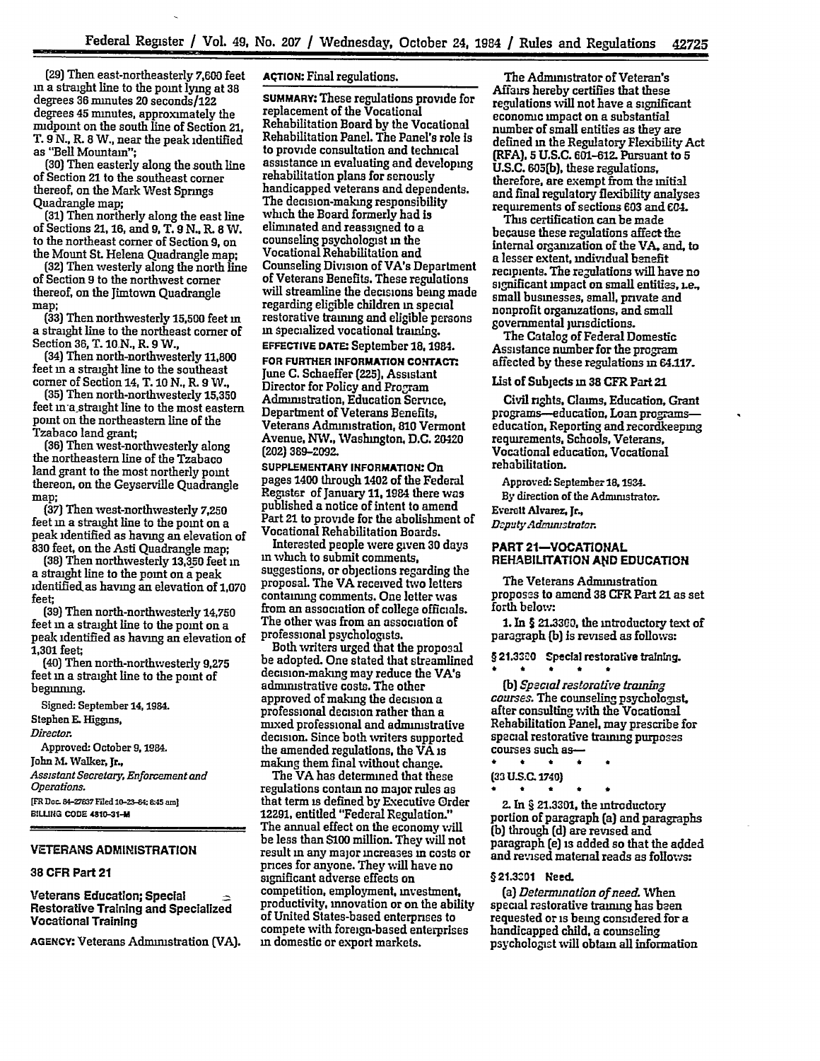(29) Then east-northeasterly 7,600 feet in a straight line to the point lying at 38 degrees 36 minutes 20 seconds/122 degrees 45 minutes, approximately the midpoint on the south line of Section 21, T. 9 N., R. 8 W., near the peak identified as "Bell Mountain";

(30) Then easterly along the south line of Section 21 to the southeast corner thereof, on the Mark West Springs Quadrangle map;

(31) Then northerly along the east line of Sections 21, 16, and 9, T. 9 N., R. 8 W. to the northeast corner of Section 9, on the Mount St. Helena Quadrangle map;

(32) Then westerly along the north line of Section 9 to the northwest corner thereof, on the Jimtown Quadrangle map;

(33) Then northwesterly 15,500 feet in a straight line to the northeast corner of Section 36, T. 10 N., R. 9 W.,

(34) Then north-northwesterly 11,800 feet in a straight line to the southeast corner of Section 14, T. 10 N., R. 9 W.,

(35) Then north-northwesterly 15,350 feet in a straight line to the most eastern point on the northeastern line of the Tzabaco land grant;

(36) Then west-northwesterly along the northeastern line of the Tzabaco land grant to the most northerly point thereon, on the Geyserville Quadrangle map;

(37) Then west-northwesterly 7,250 feet in a straight line to the point on a peak identified as having an elevation of 830 feet, on the Asti Quadrangle map;

(38) Then northwesterly 13,350 feet in a straight line to the point on a peak identified as having an elevation of 1,070 feet;

(39) Then north-northwesterly 14,750 feet in a straight line to the point on a peak identified as having an elevation of 1,301 feet;

(40) Then north-northwesterly 9,275 feet in a straight line to the point of beginning.

Signed: September 14, 1984.

Stephen E. Higgins,

*Director.*

Approved: October 9, 1984.

John M. Walker, Jr.,

*Assistant Secretary, Enforcement and Operations.*

[FR Doc. 84-27837 Filed 10-23-84; 8:45 am]

BILLING CODE 4810-31-M

## VETERANS ADMINISTRATION

### 38 CFR Part 21

### Veterans Education; Special Restorative Training and Specialized Vocational Training

**AGENCY:** Veterans Administration (VA).

**ACTION:** Final regulations.

**SUMMARY:** These regulations provide for replacement of the Vocational Rehabilitation Board by the Vocational Rehabilitation Panel. The Panel's role is to provide consultation and technical assistance in evaluating and developing rehabilitation plans for seriously handicapped veterans and dependents. The decision-making responsibility which the Board formerly had is eliminated and reassigned to a counseling psychologist in the Vocational Rehabilitation and Counseling Division of VA's Department of Veterans Benefits. These regulations will streamline the decisions being made regarding eligible children in special restorative training and eligible persons in specialized vocational training.

**EFFECTIVE DATE:** September 18, 1984.

**FOR FURTHER INFORMATION CONTACT:** June C. Schaeffer (225), Assistant Director for Policy and Program Administration, Education Service, Department of Veterans Benefits, Veterans Administration, 810 Vermont Avenue, NW., Washington, D.C. 20420 (202) 389-2092.

**SUPPLEMENTARY INFORMATION:** On pages 1400 through 1402 of the Federal Register of January 11, 1984 there was published a notice of intent to amend Part 21 to provide for the abolishment of Vocational Rehabilitation Boards.

Interested people were given 30 days in which to submit comments, suggestions, or objections regarding the proposal. The VA received two letters containing comments. One letter was from an association of college officials. The other was from an association of professional psychologists.

Both writers urged that the proposal be adopted. One stated that streamlined decision-making may reduce the VA's administrative costs. The other approved of making the decision a professional decision rather than a mixed professional and administrative decision. Since both writers supported the amended regulations, the VA is making them final without change.

The VA has determined that these regulations contain no major rules as that term is defined by Executive Order 12291, entitled "Federal Regulation." The annual effect on the economy will be less than $100 million. They will not result in any major increases in costs or prices for anyone. They will have no significant adverse effects on competition, employment, investment, productivity, innovation or on the ability of United States-based enterprises to compete with foreign-based enterprises in domestic or export markets.

The Administrator of Veteran's Affairs hereby certifies that these regulations will not have a significant economic impact on a substantial number of small entities as they are defined in the Regulatory Flexibility Act (RFA), 5 U.S.C. 601-612. Pursuant to 5 U.S.C. 605(b), these regulations, therefore, are exempt from the initial and final regulatory flexibility analyses requirements of sections 603 and 604.

This certification can be made because these regulations affect the internal organization of the VA, and, to a lesser extent, individual benefit recipients. The regulations will have no significant impact on small entities, i.e., small businesses, small, private and nonprofit organizations, and small governmental jurisdictions.

The Catalog of Federal Domestic Assistance number for the program affected by these regulations in 64.117.

### List of Subjects in 38 CFR Part 21

Civil rights, Claims, Education, Grant programs—education, Loan programs—education, Reporting and recordkeeping requirements, Schools, Veterans, Vocational education, Vocational rehabilitation.

Approved: September 18, 1984.

By direction of the Administrator.

Everett Alvarez, Jr.,

*Deputy Administrator.*

## PART 21—VOCATIONAL REHABILITATION AND EDUCATION

The Veterans Administration proposes to amend 38 CFR Part 21 as set forth below:

1. In § 21.3300, the introductory text of paragraph (b) is revised as follows:

**§ 21.3300 Special restorative training.**

\* \* \* \* \*

(b) *Special restorative training courses.* The counseling psychologist, after consulting with the Vocational Rehabilitation Panel, may prescribe for special restorative training purposes courses such as—

\* \* \* \* \*

(38 U.S.C. 1740)

\* \* \* \* \*

2. In § 21.3301, the introductory portion of paragraph (a) and paragraphs (b) through (d) are revised and paragraph (e) is added so that the added and revised material reads as follows:

**§ 21.3301 Need.**

(a) *Determination of need.* When special restorative training has been requested or is being considered for a handicapped child, a counseling psychologist will obtain all information